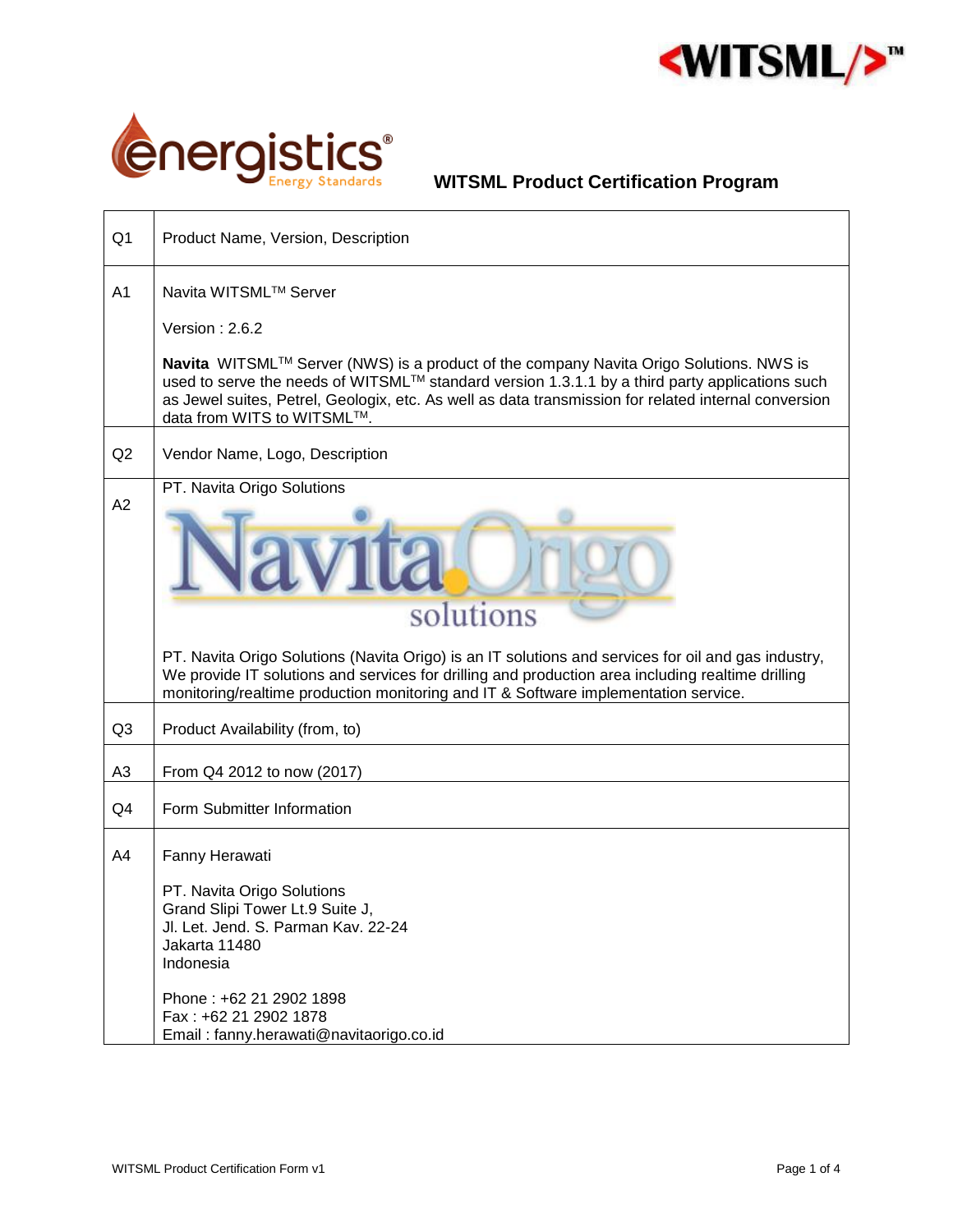# WITSML Product Certification Program

| | |
|---|---|
| Q1 | Product Name, Version, Description |
| A1 | Navita WITSML™ Server<br><br>Version : 2.6.2<br><br>**Navita** WITSML™ Server (NWS) is a product of the company Navita Origo Solutions. NWS is used to serve the needs of WITSML™ standard version 1.3.1.1 by a third party applications such as Jewel suites, Petrel, Geologix, etc. As well as data transmission for related internal conversion data from WITS to WITSML™. |
| Q2 | Vendor Name, Logo, Description |
| A2 | PT. Navita Origo Solutions<br><br>Navita Origo solutions<br><br>PT. Navita Origo Solutions (Navita Origo) is an IT solutions and services for oil and gas industry, We provide IT solutions and services for drilling and production area including realtime drilling monitoring/realtime production monitoring and IT & Software implementation service. |
| Q3 | Product Availability (from, to) |
| A3 | From Q4 2012 to now (2017) |
| Q4 | Form Submitter Information |
| A4 | Fanny Herawati<br><br>PT. Navita Origo Solutions<br>Grand Slipi Tower Lt.9 Suite J,<br>Jl. Let. Jend. S. Parman Kav. 22-24<br>Jakarta 11480<br>Indonesia<br><br>Phone : +62 21 2902 1898<br>Fax : +62 21 2902 1878<br>Email : fanny.herawati@navitaorigo.co.id |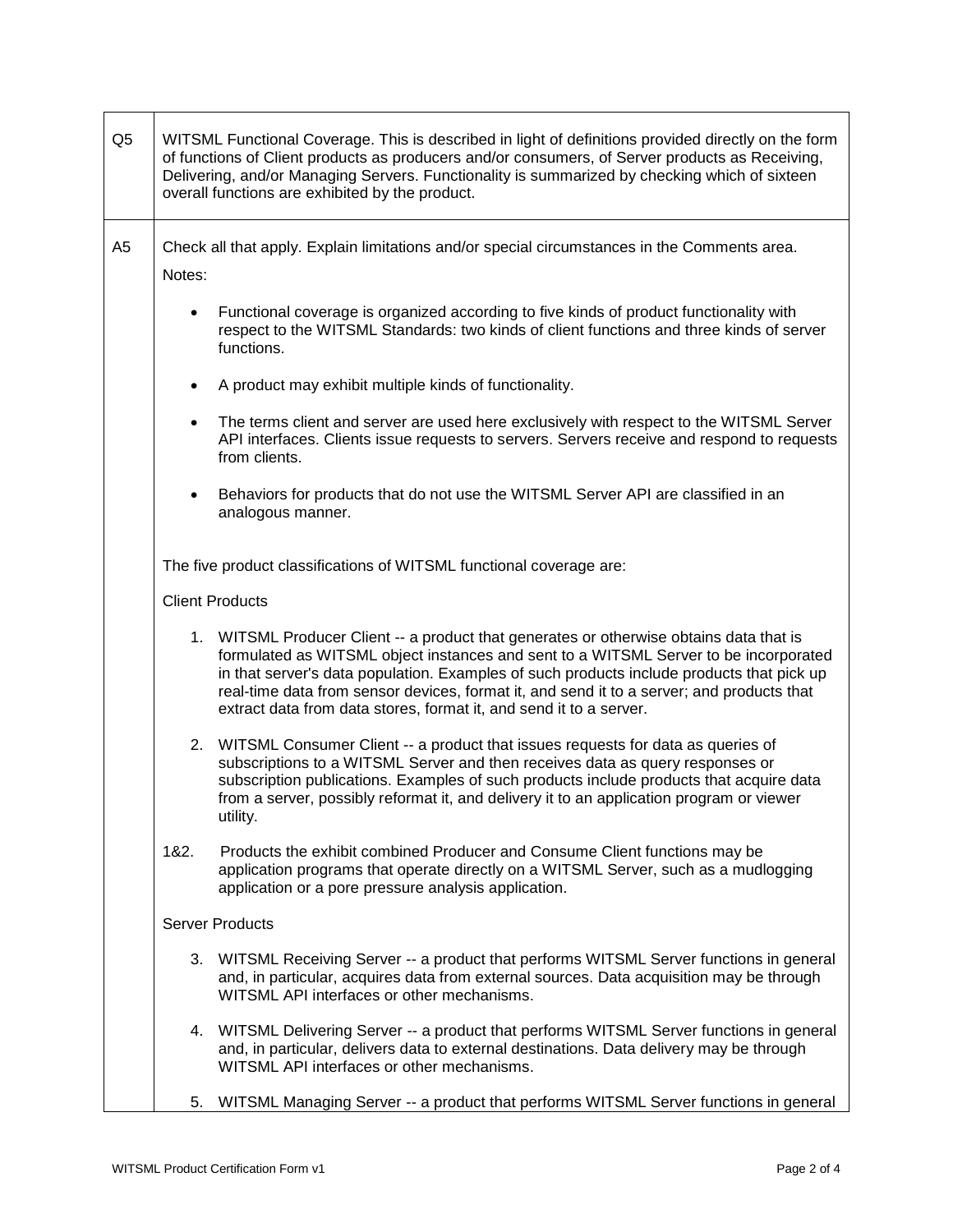| | |
|---|---|
| Q5 | WITSML Functional Coverage. This is described in light of definitions provided directly on the form of functions of Client products as producers and/or consumers, of Server products as Receiving, Delivering, and/or Managing Servers. Functionality is summarized by checking which of sixteen overall functions are exhibited by the product. |
| A5 | Check all that apply. Explain limitations and/or special circumstances in the Comments area.<br><br>Notes:<br><br>• Functional coverage is organized according to five kinds of product functionality with respect to the WITSML Standards: two kinds of client functions and three kinds of server functions.<br><br>• A product may exhibit multiple kinds of functionality.<br><br>• The terms client and server are used here exclusively with respect to the WITSML Server API interfaces. Clients issue requests to servers. Servers receive and respond to requests from clients.<br><br>• Behaviors for products that do not use the WITSML Server API are classified in an analogous manner.<br><br>The five product classifications of WITSML functional coverage are:<br><br>Client Products<br><br>1. WITSML Producer Client -- a product that generates or otherwise obtains data that is formulated as WITSML object instances and sent to a WITSML Server to be incorporated in that server's data population. Examples of such products include products that pick up real-time data from sensor devices, format it, and send it to a server; and products that extract data from data stores, format it, and send it to a server.<br><br>2. WITSML Consumer Client -- a product that issues requests for data as queries of subscriptions to a WITSML Server and then receives data as query responses or subscription publications. Examples of such products include products that acquire data from a server, possibly reformat it, and delivery it to an application program or viewer utility.<br><br>1&2. Products the exhibit combined Producer and Consume Client functions may be application programs that operate directly on a WITSML Server, such as a mudlogging application or a pore pressure analysis application.<br><br>Server Products<br><br>3. WITSML Receiving Server -- a product that performs WITSML Server functions in general and, in particular, acquires data from external sources. Data acquisition may be through WITSML API interfaces or other mechanisms.<br><br>4. WITSML Delivering Server -- a product that performs WITSML Server functions in general and, in particular, delivers data to external destinations. Data delivery may be through WITSML API interfaces or other mechanisms.<br><br>5. WITSML Managing Server -- a product that performs WITSML Server functions in general |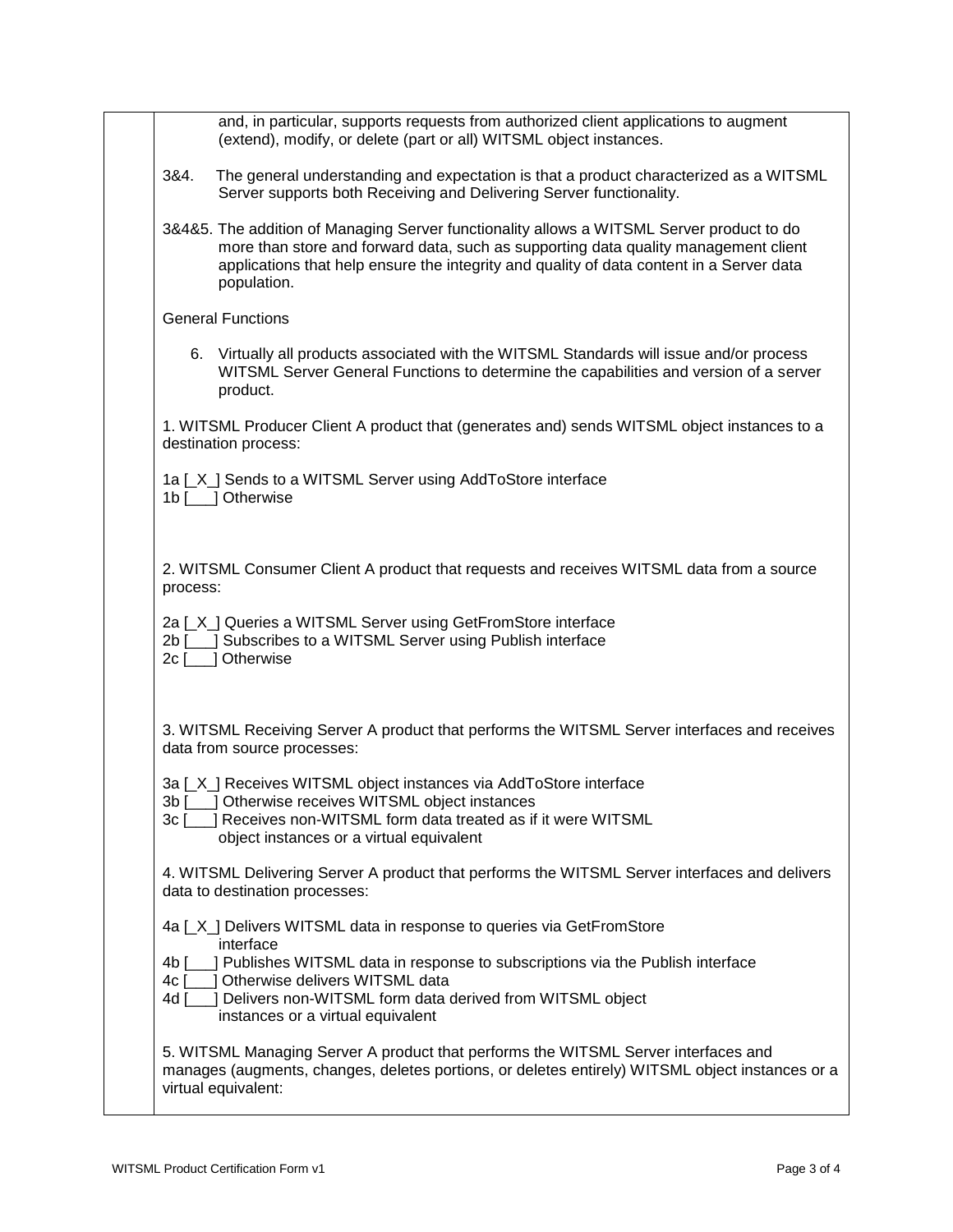and, in particular, supports requests from authorized client applications to augment (extend), modify, or delete (part or all) WITSML object instances.

3&4. The general understanding and expectation is that a product characterized as a WITSML Server supports both Receiving and Delivering Server functionality.

3&4&5. The addition of Managing Server functionality allows a WITSML Server product to do more than store and forward data, such as supporting data quality management client applications that help ensure the integrity and quality of data content in a Server data population.

General Functions

6. Virtually all products associated with the WITSML Standards will issue and/or process WITSML Server General Functions to determine the capabilities and version of a server product.

1. WITSML Producer Client A product that (generates and) sends WITSML object instances to a destination process:

1a [_X_] Sends to a WITSML Server using AddToStore interface
1b [___] Otherwise

2. WITSML Consumer Client A product that requests and receives WITSML data from a source process:

2a [_X_] Queries a WITSML Server using GetFromStore interface
2b [___] Subscribes to a WITSML Server using Publish interface
2c [___] Otherwise

3. WITSML Receiving Server A product that performs the WITSML Server interfaces and receives data from source processes:

3a [_X_] Receives WITSML object instances via AddToStore interface
3b [___] Otherwise receives WITSML object instances
3c [___] Receives non-WITSML form data treated as if it were WITSML object instances or a virtual equivalent

4. WITSML Delivering Server A product that performs the WITSML Server interfaces and delivers data to destination processes:

4a [_X_] Delivers WITSML data in response to queries via GetFromStore interface
4b [___] Publishes WITSML data in response to subscriptions via the Publish interface
4c [___] Otherwise delivers WITSML data
4d [___] Delivers non-WITSML form data derived from WITSML object instances or a virtual equivalent

5. WITSML Managing Server A product that performs the WITSML Server interfaces and manages (augments, changes, deletes portions, or deletes entirely) WITSML object instances or a virtual equivalent: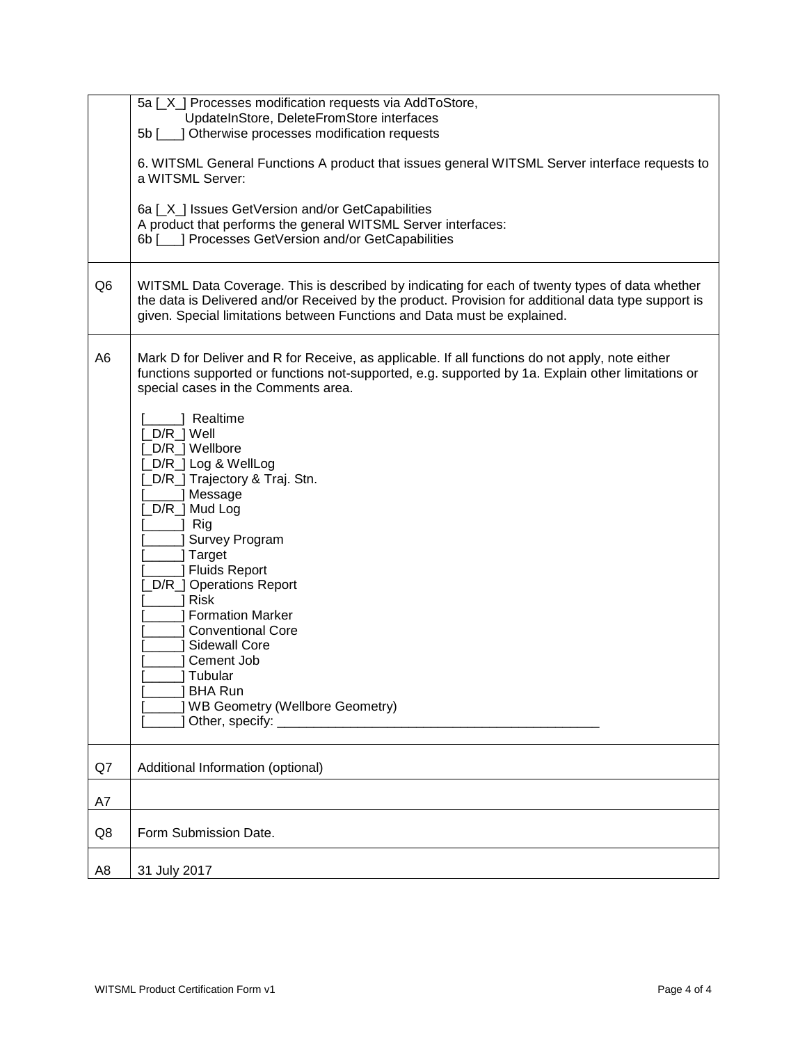| | |
|---|---|
| | 5a [_X_] Processes modification requests via AddToStore, UpdateInStore, DeleteFromStore interfaces<br>5b [___] Otherwise processes modification requests<br><br>6. WITSML General Functions A product that issues general WITSML Server interface requests to a WITSML Server:<br><br>6a [_X_] Issues GetVersion and/or GetCapabilities<br>A product that performs the general WITSML Server interfaces:<br>6b [___] Processes GetVersion and/or GetCapabilities |
| Q6 | WITSML Data Coverage. This is described by indicating for each of twenty types of data whether the data is Delivered and/or Received by the product. Provision for additional data type support is given. Special limitations between Functions and Data must be explained. |
| A6 | Mark D for Deliver and R for Receive, as applicable. If all functions do not apply, note either functions supported or functions not-supported, e.g. supported by 1a. Explain other limitations or special cases in the Comments area.<br><br>[_____] Realtime<br>[_D/R_] Well<br>[_D/R_] Wellbore<br>[_D/R_] Log & WellLog<br>[_D/R_] Trajectory & Traj. Stn.<br>[_____] Message<br>[_D/R_] Mud Log<br>[_____] Rig<br>[_____] Survey Program<br>[_____] Target<br>[_____] Fluids Report<br>[_D/R_] Operations Report<br>[_____] Risk<br>[_____] Formation Marker<br>[_____] Conventional Core<br>[_____] Sidewall Core<br>[_____] Cement Job<br>[_____] Tubular<br>[_____] BHA Run<br>[_____] WB Geometry (Wellbore Geometry)<br>[_____] Other, specify: ____________________________________________ |
| Q7 | Additional Information (optional) |
| A7 | |
| Q8 | Form Submission Date. |
| A8 | 31 July 2017 |